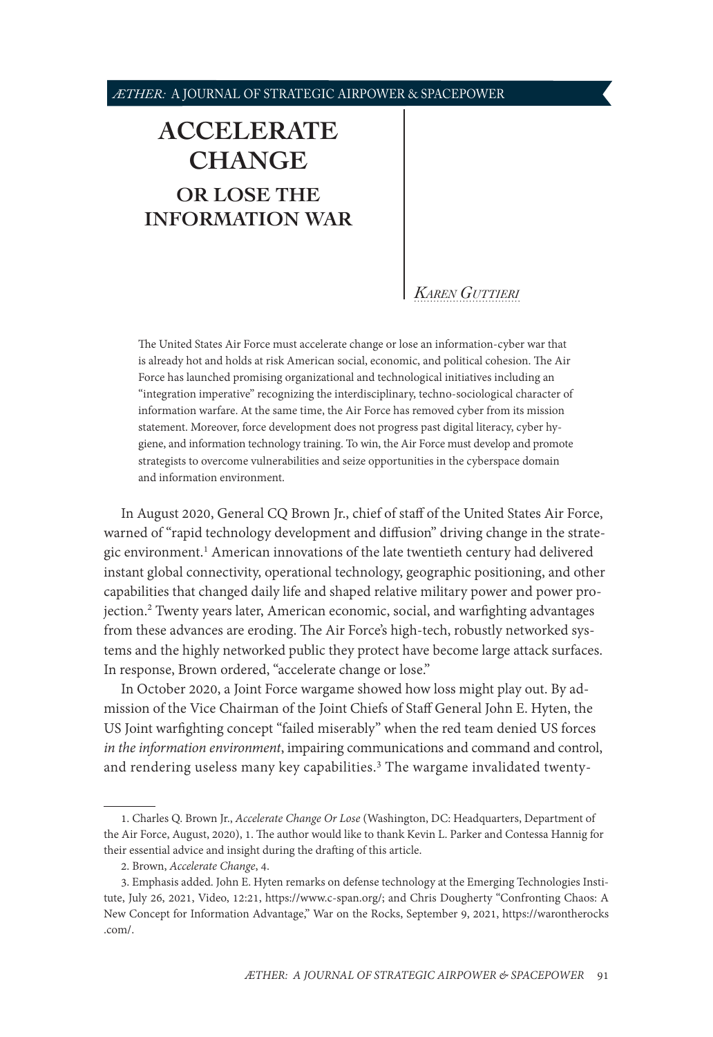# ACCELERATE CHANGE

## OR LOSE THE INFORMATION WAR

*Karen Guttieri*

The United States Air Force must accelerate change or lose an information-cyber war that is already hot and holds at risk American social, economic, and political cohesion. The Air Force has launched promising organizational and technological initiatives including an "integration imperative" recognizing the interdisciplinary, techno-sociological character of information warfare. At the same time, the Air Force has removed cyber from its mission statement. Moreover, force development does not progress past digital literacy, cyber hygiene, and information technology training. To win, the Air Force must develop and promote strategists to overcome vulnerabilities and seize opportunities in the cyberspace domain and information environment.

In August 2020, General CQ Brown Jr., chief of staff of the United States Air Force, warned of "rapid technology development and diffusion" driving change in the strategic environment.[1] American innovations of the late twentieth century had delivered instant global connectivity, operational technology, geographic positioning, and other capabilities that changed daily life and shaped relative military power and power projection.[2] Twenty years later, American economic, social, and warfighting advantages from these advances are eroding. The Air Force's high-tech, robustly networked systems and the highly networked public they protect have become large attack surfaces. In response, Brown ordered, "accelerate change or lose."

In October 2020, a Joint Force wargame showed how loss might play out. By admission of the Vice Chairman of the Joint Chiefs of Staff General John E. Hyten, the US Joint warfighting concept "failed miserably" when the red team denied US forces *in the information environment*, impairing communications and command and control, and rendering useless many key capabilities.[3] The wargame invalidated twenty-

---

1. Charles Q. Brown Jr., *Accelerate Change Or Lose* (Washington, DC: Headquarters, Department of the Air Force, August, 2020), 1. The author would like to thank Kevin L. Parker and Contessa Hannig for their essential advice and insight during the drafting of this article.

2. Brown, *Accelerate Change*, 4.

3. Emphasis added. John E. Hyten remarks on defense technology at the Emerging Technologies Institute, July 26, 2021, Video, 12:21, https://www.c-span.org/; and Chris Dougherty "Confronting Chaos: A New Concept for Information Advantage," War on the Rocks, September 9, 2021, https://warontherocks.com/.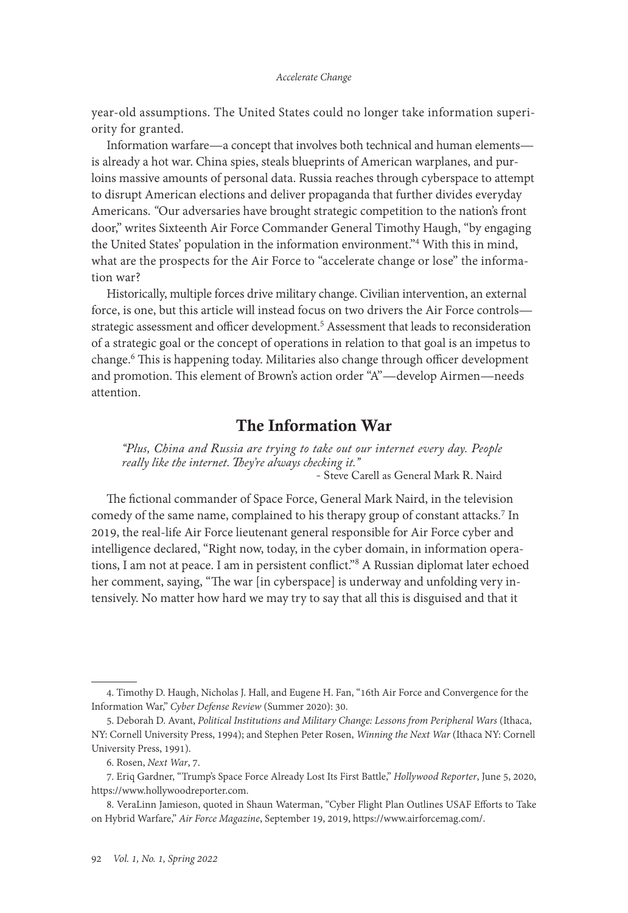year-old assumptions. The United States could no longer take information superiority for granted.

Information warfare—a concept that involves both technical and human elements—is already a hot war. China spies, steals blueprints of American warplanes, and purloins massive amounts of personal data. Russia reaches through cyberspace to attempt to disrupt American elections and deliver propaganda that further divides everyday Americans. "Our adversaries have brought strategic competition to the nation's front door," writes Sixteenth Air Force Commander General Timothy Haugh, "by engaging the United States' population in the information environment."[4] With this in mind, what are the prospects for the Air Force to "accelerate change or lose" the information war?

Historically, multiple forces drive military change. Civilian intervention, an external force, is one, but this article will instead focus on two drivers the Air Force controls—strategic assessment and officer development.[5] Assessment that leads to reconsideration of a strategic goal or the concept of operations in relation to that goal is an impetus to change.[6] This is happening today. Militaries also change through officer development and promotion. This element of Brown's action order "A"—develop Airmen—needs attention.

## The Information War

*"Plus, China and Russia are trying to take out our internet every day. People really like the internet. They're always checking it."*
- Steve Carell as General Mark R. Naird

The fictional commander of Space Force, General Mark Naird, in the television comedy of the same name, complained to his therapy group of constant attacks.[7] In 2019, the real-life Air Force lieutenant general responsible for Air Force cyber and intelligence declared, "Right now, today, in the cyber domain, in information operations, I am not at peace. I am in persistent conflict."[8] A Russian diplomat later echoed her comment, saying, "The war [in cyberspace] is underway and unfolding very intensively. No matter how hard we may try to say that all this is disguised and that it

4. Timothy D. Haugh, Nicholas J. Hall, and Eugene H. Fan, "16th Air Force and Convergence for the Information War," *Cyber Defense Review* (Summer 2020): 30.

5. Deborah D. Avant, *Political Institutions and Military Change: Lessons from Peripheral Wars* (Ithaca, NY: Cornell University Press, 1994); and Stephen Peter Rosen, *Winning the Next War* (Ithaca NY: Cornell University Press, 1991).

6. Rosen, *Next War*, 7.

7. Eriq Gardner, "Trump's Space Force Already Lost Its First Battle," *Hollywood Reporter*, June 5, 2020, https://www.hollywoodreporter.com.

8. VeraLinn Jamieson, quoted in Shaun Waterman, "Cyber Flight Plan Outlines USAF Efforts to Take on Hybrid Warfare," *Air Force Magazine*, September 19, 2019, https://www.airforcemag.com/.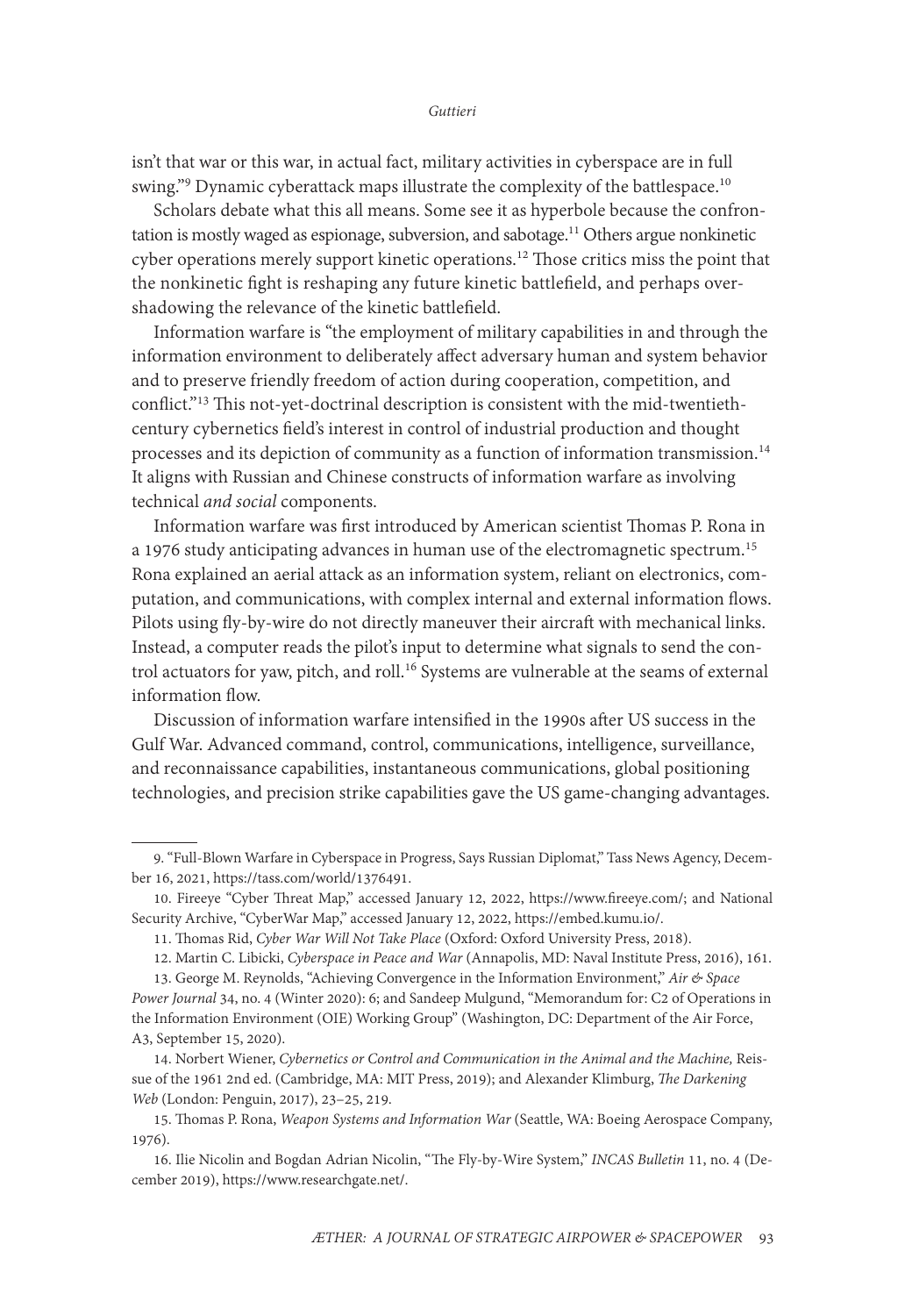isn't that war or this war, in actual fact, military activities in cyberspace are in full swing."[9] Dynamic cyberattack maps illustrate the complexity of the battlespace.[10]

Scholars debate what this all means. Some see it as hyperbole because the confrontation is mostly waged as espionage, subversion, and sabotage.[11] Others argue nonkinetic cyber operations merely support kinetic operations.[12] Those critics miss the point that the nonkinetic fight is reshaping any future kinetic battlefield, and perhaps overshadowing the relevance of the kinetic battlefield.

Information warfare is "the employment of military capabilities in and through the information environment to deliberately affect adversary human and system behavior and to preserve friendly freedom of action during cooperation, competition, and conflict."[13] This not-yet-doctrinal description is consistent with the mid-twentieth-century cybernetics field's interest in control of industrial production and thought processes and its depiction of community as a function of information transmission.[14] It aligns with Russian and Chinese constructs of information warfare as involving technical *and social* components.

Information warfare was first introduced by American scientist Thomas P. Rona in a 1976 study anticipating advances in human use of the electromagnetic spectrum.[15] Rona explained an aerial attack as an information system, reliant on electronics, computation, and communications, with complex internal and external information flows. Pilots using fly-by-wire do not directly maneuver their aircraft with mechanical links. Instead, a computer reads the pilot's input to determine what signals to send the control actuators for yaw, pitch, and roll.[16] Systems are vulnerable at the seams of external information flow.

Discussion of information warfare intensified in the 1990s after US success in the Gulf War. Advanced command, control, communications, intelligence, surveillance, and reconnaissance capabilities, instantaneous communications, global positioning technologies, and precision strike capabilities gave the US game-changing advantages.

---

9. "Full-Blown Warfare in Cyberspace in Progress, Says Russian Diplomat," Tass News Agency, December 16, 2021, https://tass.com/world/1376491.

10. Fireeye "Cyber Threat Map," accessed January 12, 2022, https://www.fireeye.com/; and National Security Archive, "CyberWar Map," accessed January 12, 2022, https://embed.kumu.io/.

11. Thomas Rid, *Cyber War Will Not Take Place* (Oxford: Oxford University Press, 2018).

12. Martin C. Libicki, *Cyberspace in Peace and War* (Annapolis, MD: Naval Institute Press, 2016), 161.

13. George M. Reynolds, "Achieving Convergence in the Information Environment," *Air & Space Power Journal* 34, no. 4 (Winter 2020): 6; and Sandeep Mulgund, "Memorandum for: C2 of Operations in the Information Environment (OIE) Working Group" (Washington, DC: Department of the Air Force, A3, September 15, 2020).

14. Norbert Wiener, *Cybernetics or Control and Communication in the Animal and the Machine,* Reissue of the 1961 2nd ed. (Cambridge, MA: MIT Press, 2019); and Alexander Klimburg, *The Darkening Web* (London: Penguin, 2017), 23–25, 219.

15. Thomas P. Rona, *Weapon Systems and Information War* (Seattle, WA: Boeing Aerospace Company, 1976).

16. Ilie Nicolin and Bogdan Adrian Nicolin, "The Fly-by-Wire System," *INCAS Bulletin* 11, no. 4 (December 2019), https://www.researchgate.net/.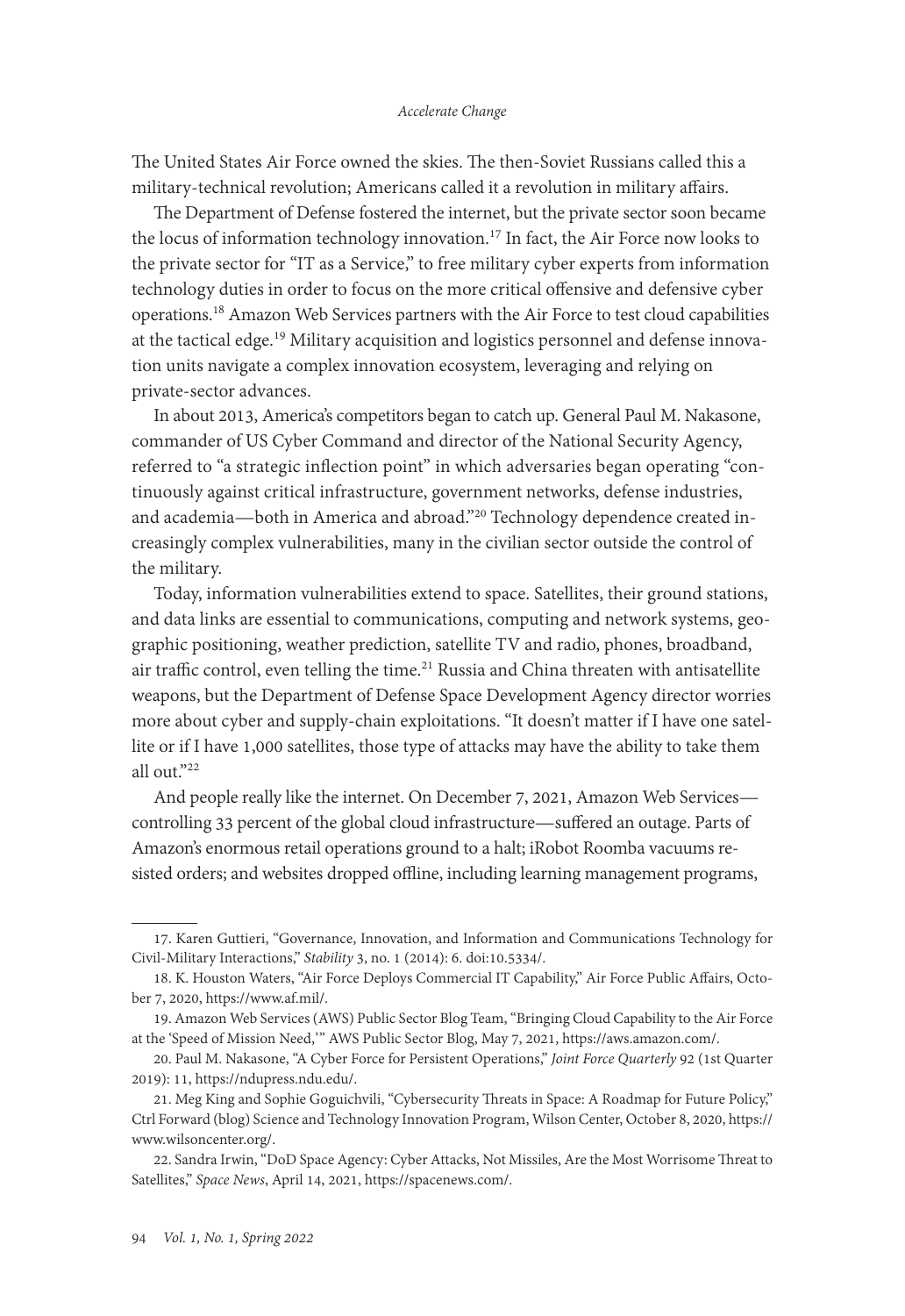The United States Air Force owned the skies. The then-Soviet Russians called this a military-technical revolution; Americans called it a revolution in military affairs.

The Department of Defense fostered the internet, but the private sector soon became the locus of information technology innovation.[17] In fact, the Air Force now looks to the private sector for "IT as a Service," to free military cyber experts from information technology duties in order to focus on the more critical offensive and defensive cyber operations.[18] Amazon Web Services partners with the Air Force to test cloud capabilities at the tactical edge.[19] Military acquisition and logistics personnel and defense innovation units navigate a complex innovation ecosystem, leveraging and relying on private-sector advances.

In about 2013, America's competitors began to catch up. General Paul M. Nakasone, commander of US Cyber Command and director of the National Security Agency, referred to "a strategic inflection point" in which adversaries began operating "continuously against critical infrastructure, government networks, defense industries, and academia—both in America and abroad."[20] Technology dependence created increasingly complex vulnerabilities, many in the civilian sector outside the control of the military.

Today, information vulnerabilities extend to space. Satellites, their ground stations, and data links are essential to communications, computing and network systems, geographic positioning, weather prediction, satellite TV and radio, phones, broadband, air traffic control, even telling the time.[21] Russia and China threaten with antisatellite weapons, but the Department of Defense Space Development Agency director worries more about cyber and supply-chain exploitations. "It doesn't matter if I have one satellite or if I have 1,000 satellites, those type of attacks may have the ability to take them all out."[22]

And people really like the internet. On December 7, 2021, Amazon Web Services—controlling 33 percent of the global cloud infrastructure—suffered an outage. Parts of Amazon's enormous retail operations ground to a halt; iRobot Roomba vacuums resisted orders; and websites dropped offline, including learning management programs,

---

17. Karen Guttieri, "Governance, Innovation, and Information and Communications Technology for Civil-Military Interactions," *Stability* 3, no. 1 (2014): 6. doi:10.5334/.

18. K. Houston Waters, "Air Force Deploys Commercial IT Capability," Air Force Public Affairs, October 7, 2020, https://www.af.mil/.

19. Amazon Web Services (AWS) Public Sector Blog Team, "Bringing Cloud Capability to the Air Force at the 'Speed of Mission Need,'" AWS Public Sector Blog, May 7, 2021, https://aws.amazon.com/.

20. Paul M. Nakasone, "A Cyber Force for Persistent Operations," *Joint Force Quarterly* 92 (1st Quarter 2019): 11, https://ndupress.ndu.edu/.

21. Meg King and Sophie Goguichvili, "Cybersecurity Threats in Space: A Roadmap for Future Policy," Ctrl Forward (blog) Science and Technology Innovation Program, Wilson Center, October 8, 2020, https://www.wilsoncenter.org/.

22. Sandra Irwin, "DoD Space Agency: Cyber Attacks, Not Missiles, Are the Most Worrisome Threat to Satellites," *Space News*, April 14, 2021, https://spacenews.com/.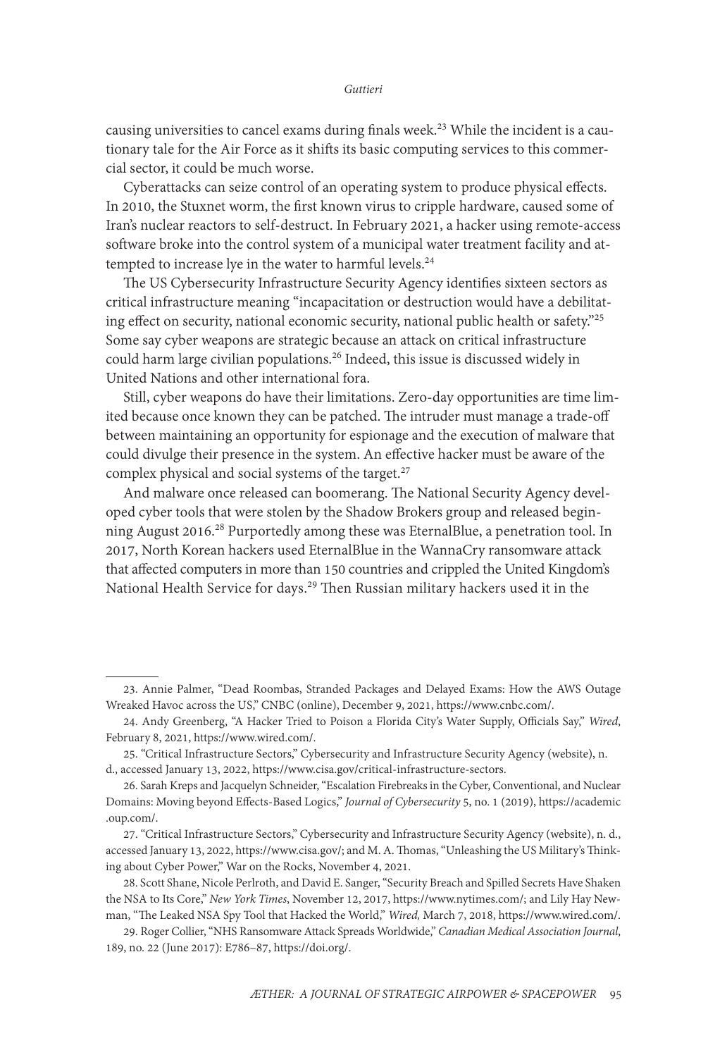causing universities to cancel exams during finals week.[23] While the incident is a cautionary tale for the Air Force as it shifts its basic computing services to this commercial sector, it could be much worse.

Cyberattacks can seize control of an operating system to produce physical effects. In 2010, the Stuxnet worm, the first known virus to cripple hardware, caused some of Iran's nuclear reactors to self-destruct. In February 2021, a hacker using remote-access software broke into the control system of a municipal water treatment facility and attempted to increase lye in the water to harmful levels.[24]

The US Cybersecurity Infrastructure Security Agency identifies sixteen sectors as critical infrastructure meaning "incapacitation or destruction would have a debilitating effect on security, national economic security, national public health or safety."[25] Some say cyber weapons are strategic because an attack on critical infrastructure could harm large civilian populations.[26] Indeed, this issue is discussed widely in United Nations and other international fora.

Still, cyber weapons do have their limitations. Zero-day opportunities are time limited because once known they can be patched. The intruder must manage a trade-off between maintaining an opportunity for espionage and the execution of malware that could divulge their presence in the system. An effective hacker must be aware of the complex physical and social systems of the target.[27]

And malware once released can boomerang. The National Security Agency developed cyber tools that were stolen by the Shadow Brokers group and released beginning August 2016.[28] Purportedly among these was EternalBlue, a penetration tool. In 2017, North Korean hackers used EternalBlue in the WannaCry ransomware attack that affected computers in more than 150 countries and crippled the United Kingdom's National Health Service for days.[29] Then Russian military hackers used it in the

---

23. Annie Palmer, "Dead Roombas, Stranded Packages and Delayed Exams: How the AWS Outage Wreaked Havoc across the US," CNBC (online), December 9, 2021, https://www.cnbc.com/.

24. Andy Greenberg, "A Hacker Tried to Poison a Florida City's Water Supply, Officials Say," *Wired*, February 8, 2021, https://www.wired.com/.

25. "Critical Infrastructure Sectors," Cybersecurity and Infrastructure Security Agency (website), n. d., accessed January 13, 2022, https://www.cisa.gov/critical-infrastructure-sectors.

26. Sarah Kreps and Jacquelyn Schneider, "Escalation Firebreaks in the Cyber, Conventional, and Nuclear Domains: Moving beyond Effects-Based Logics," *Journal of Cybersecurity* 5, no. 1 (2019), https://academic.oup.com/.

27. "Critical Infrastructure Sectors," Cybersecurity and Infrastructure Security Agency (website), n. d., accessed January 13, 2022, https://www.cisa.gov/; and M. A. Thomas, "Unleashing the US Military's Thinking about Cyber Power," War on the Rocks, November 4, 2021.

28. Scott Shane, Nicole Perlroth, and David E. Sanger, "Security Breach and Spilled Secrets Have Shaken the NSA to Its Core," *New York Times*, November 12, 2017, https://www.nytimes.com/; and Lily Hay Newman, "The Leaked NSA Spy Tool that Hacked the World," *Wired,* March 7, 2018, https://www.wired.com/.

29. Roger Collier, "NHS Ransomware Attack Spreads Worldwide," *Canadian Medical Association Journal*, 189, no. 22 (June 2017): E786–87, https://doi.org/.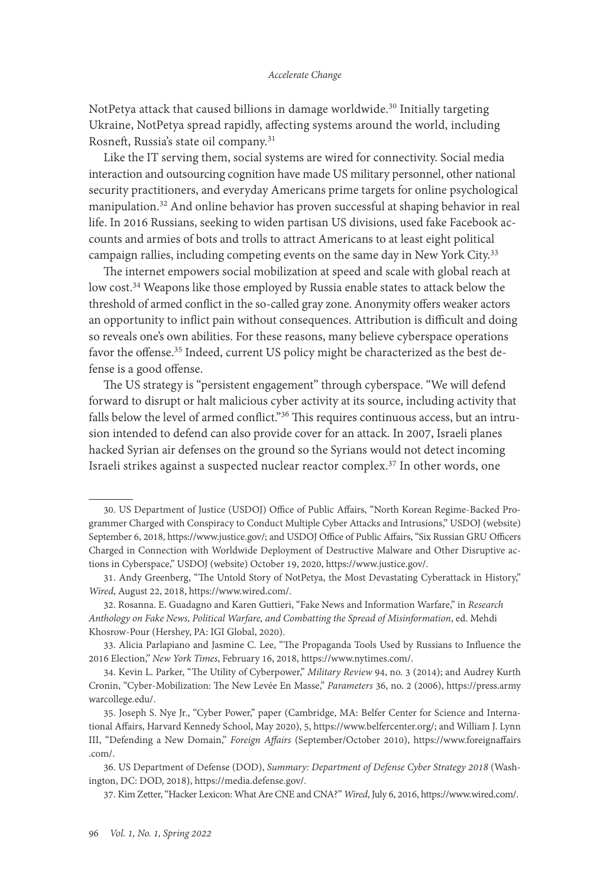NotPetya attack that caused billions in damage worldwide.[30] Initially targeting Ukraine, NotPetya spread rapidly, affecting systems around the world, including Rosneft, Russia's state oil company.[31]

Like the IT serving them, social systems are wired for connectivity. Social media interaction and outsourcing cognition have made US military personnel, other national security practitioners, and everyday Americans prime targets for online psychological manipulation.[32] And online behavior has proven successful at shaping behavior in real life. In 2016 Russians, seeking to widen partisan US divisions, used fake Facebook accounts and armies of bots and trolls to attract Americans to at least eight political campaign rallies, including competing events on the same day in New York City.[33]

The internet empowers social mobilization at speed and scale with global reach at low cost.[34] Weapons like those employed by Russia enable states to attack below the threshold of armed conflict in the so-called gray zone. Anonymity offers weaker actors an opportunity to inflict pain without consequences. Attribution is difficult and doing so reveals one's own abilities. For these reasons, many believe cyberspace operations favor the offense.[35] Indeed, current US policy might be characterized as the best defense is a good offense.

The US strategy is "persistent engagement" through cyberspace. "We will defend forward to disrupt or halt malicious cyber activity at its source, including activity that falls below the level of armed conflict."[36] This requires continuous access, but an intrusion intended to defend can also provide cover for an attack. In 2007, Israeli planes hacked Syrian air defenses on the ground so the Syrians would not detect incoming Israeli strikes against a suspected nuclear reactor complex.[37] In other words, one

---

30. US Department of Justice (USDOJ) Office of Public Affairs, "North Korean Regime-Backed Programmer Charged with Conspiracy to Conduct Multiple Cyber Attacks and Intrusions," USDOJ (website) September 6, 2018, https://www.justice.gov/; and USDOJ Office of Public Affairs, "Six Russian GRU Officers Charged in Connection with Worldwide Deployment of Destructive Malware and Other Disruptive actions in Cyberspace," USDOJ (website) October 19, 2020, https://www.justice.gov/.

31. Andy Greenberg, "The Untold Story of NotPetya, the Most Devastating Cyberattack in History," *Wired*, August 22, 2018, https://www.wired.com/.

32. Rosanna. E. Guadagno and Karen Guttieri, "Fake News and Information Warfare," in *Research Anthology on Fake News, Political Warfare, and Combatting the Spread of Misinformation*, ed. Mehdi Khosrow-Pour (Hershey, PA: IGI Global, 2020).

33. Alicia Parlapiano and Jasmine C. Lee, "The Propaganda Tools Used by Russians to Influence the 2016 Election," *New York Times*, February 16, 2018, https://www.nytimes.com/.

34. Kevin L. Parker, "The Utility of Cyberpower," *Military Review* 94, no. 3 (2014); and Audrey Kurth Cronin, "Cyber-Mobilization: The New Levée En Masse," *Parameters* 36, no. 2 (2006), https://press.armywarcollege.edu/.

35. Joseph S. Nye Jr., "Cyber Power," paper (Cambridge, MA: Belfer Center for Science and International Affairs, Harvard Kennedy School, May 2020), 5, https://www.belfercenter.org/; and William J. Lynn III, "Defending a New Domain," *Foreign Affairs* (September/October 2010), https://www.foreignaffairs.com/.

36. US Department of Defense (DOD), *Summary: Department of Defense Cyber Strategy 2018* (Washington, DC: DOD, 2018), https://media.defense.gov/.

37. Kim Zetter, "Hacker Lexicon: What Are CNE and CNA?" *Wired*, July 6, 2016, https://www.wired.com/.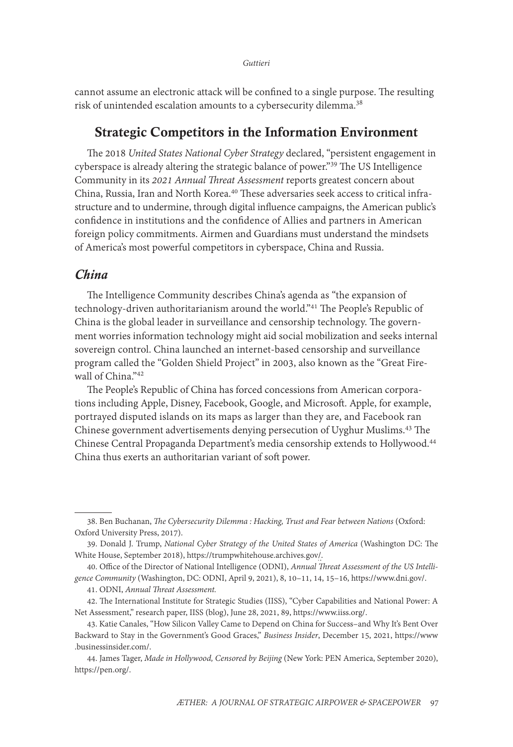cannot assume an electronic attack will be confined to a single purpose. The resulting risk of unintended escalation amounts to a cybersecurity dilemma.[38]

## Strategic Competitors in the Information Environment

The 2018 *United States National Cyber Strategy* declared, "persistent engagement in cyberspace is already altering the strategic balance of power."[39] The US Intelligence Community in its *2021 Annual Threat Assessment* reports greatest concern about China, Russia, Iran and North Korea.[40] These adversaries seek access to critical infrastructure and to undermine, through digital influence campaigns, the American public's confidence in institutions and the confidence of Allies and partners in American foreign policy commitments. Airmen and Guardians must understand the mindsets of America's most powerful competitors in cyberspace, China and Russia.

### *China*

The Intelligence Community describes China's agenda as "the expansion of technology-driven authoritarianism around the world."[41] The People's Republic of China is the global leader in surveillance and censorship technology. The government worries information technology might aid social mobilization and seeks internal sovereign control. China launched an internet-based censorship and surveillance program called the "Golden Shield Project" in 2003, also known as the "Great Firewall of China."[42]

The People's Republic of China has forced concessions from American corporations including Apple, Disney, Facebook, Google, and Microsoft. Apple, for example, portrayed disputed islands on its maps as larger than they are, and Facebook ran Chinese government advertisements denying persecution of Uyghur Muslims.[43] The Chinese Central Propaganda Department's media censorship extends to Hollywood.[44] China thus exerts an authoritarian variant of soft power.

---

38. Ben Buchanan, *The Cybersecurity Dilemma : Hacking, Trust and Fear between Nations* (Oxford: Oxford University Press, 2017).

39. Donald J. Trump, *National Cyber Strategy of the United States of America* (Washington DC: The White House, September 2018), https://trumpwhitehouse.archives.gov/.

40. Office of the Director of National Intelligence (ODNI), *Annual Threat Assessment of the US Intelligence Community* (Washington, DC: ODNI, April 9, 2021), 8, 10–11, 14, 15–16, https://www.dni.gov/.

41. ODNI, *Annual Threat Assessment.*

42. The International Institute for Strategic Studies (IISS), "Cyber Capabilities and National Power: A Net Assessment," research paper, IISS (blog), June 28, 2021, 89, https://www.iiss.org/.

43. Katie Canales, "How Silicon Valley Came to Depend on China for Success–and Why It's Bent Over Backward to Stay in the Government's Good Graces," *Business Insider*, December 15, 2021, https://www.businessinsider.com/.

44. James Tager, *Made in Hollywood, Censored by Beijing* (New York: PEN America, September 2020), https://pen.org/.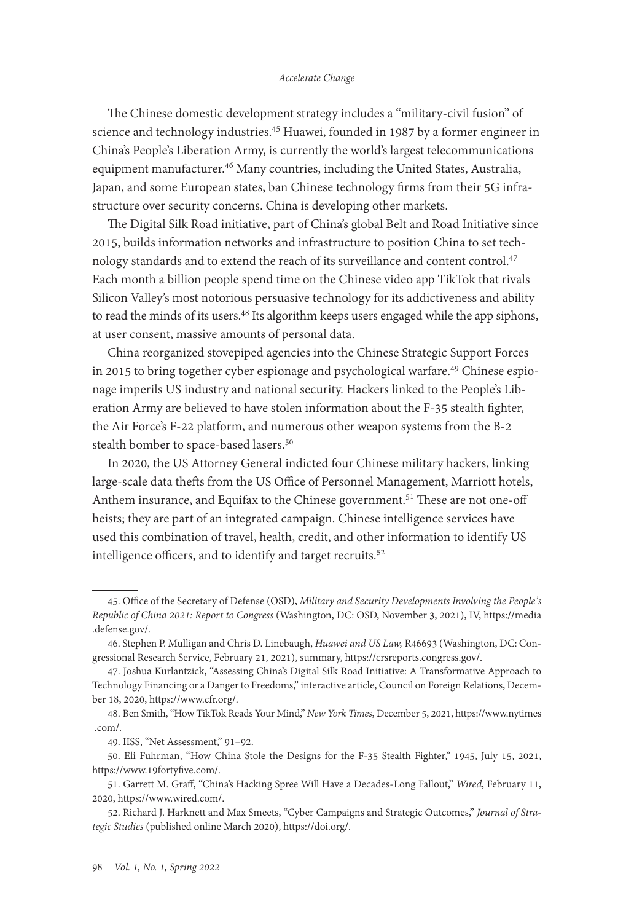The Chinese domestic development strategy includes a "military-civil fusion" of science and technology industries.[45] Huawei, founded in 1987 by a former engineer in China's People's Liberation Army, is currently the world's largest telecommunications equipment manufacturer.[46] Many countries, including the United States, Australia, Japan, and some European states, ban Chinese technology firms from their 5G infrastructure over security concerns. China is developing other markets.

The Digital Silk Road initiative, part of China's global Belt and Road Initiative since 2015, builds information networks and infrastructure to position China to set technology standards and to extend the reach of its surveillance and content control.[47] Each month a billion people spend time on the Chinese video app TikTok that rivals Silicon Valley's most notorious persuasive technology for its addictiveness and ability to read the minds of its users.[48] Its algorithm keeps users engaged while the app siphons, at user consent, massive amounts of personal data.

China reorganized stovepiped agencies into the Chinese Strategic Support Forces in 2015 to bring together cyber espionage and psychological warfare.[49] Chinese espionage imperils US industry and national security. Hackers linked to the People's Liberation Army are believed to have stolen information about the F-35 stealth fighter, the Air Force's F-22 platform, and numerous other weapon systems from the B-2 stealth bomber to space-based lasers.[50]

In 2020, the US Attorney General indicted four Chinese military hackers, linking large-scale data thefts from the US Office of Personnel Management, Marriott hotels, Anthem insurance, and Equifax to the Chinese government.[51] These are not one-off heists; they are part of an integrated campaign. Chinese intelligence services have used this combination of travel, health, credit, and other information to identify US intelligence officers, and to identify and target recruits.[52]

---

45. Office of the Secretary of Defense (OSD), *Military and Security Developments Involving the People's Republic of China 2021: Report to Congress* (Washington, DC: OSD, November 3, 2021), IV, https://media.defense.gov/.

46. Stephen P. Mulligan and Chris D. Linebaugh, *Huawei and US Law,* R46693 (Washington, DC: Congressional Research Service, February 21, 2021), summary, https://crsreports.congress.gov/.

47. Joshua Kurlantzick, "Assessing China's Digital Silk Road Initiative: A Transformative Approach to Technology Financing or a Danger to Freedoms," interactive article, Council on Foreign Relations, December 18, 2020, https://www.cfr.org/.

48. Ben Smith, "How TikTok Reads Your Mind," *New York Times*, December 5, 2021, https://www.nytimes.com/.

49. IISS, "Net Assessment," 91–92.

50. Eli Fuhrman, "How China Stole the Designs for the F-35 Stealth Fighter," 1945, July 15, 2021, https://www.19fortyfive.com/.

51. Garrett M. Graff, "China's Hacking Spree Will Have a Decades-Long Fallout," *Wired*, February 11, 2020, https://www.wired.com/.

52. Richard J. Harknett and Max Smeets, "Cyber Campaigns and Strategic Outcomes," *Journal of Strategic Studies* (published online March 2020), https://doi.org/.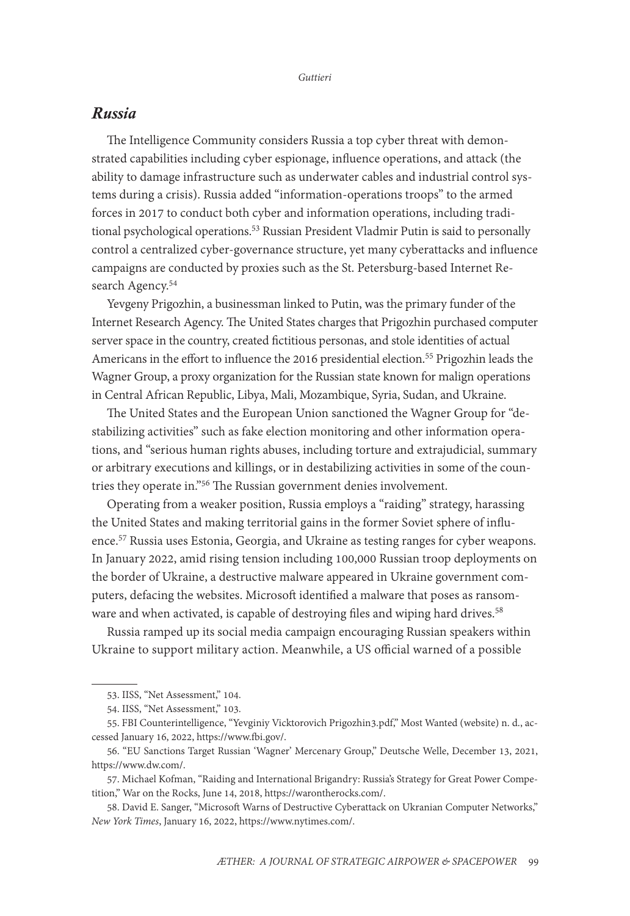## *Russia*

The Intelligence Community considers Russia a top cyber threat with demonstrated capabilities including cyber espionage, influence operations, and attack (the ability to damage infrastructure such as underwater cables and industrial control systems during a crisis). Russia added "information-operations troops" to the armed forces in 2017 to conduct both cyber and information operations, including traditional psychological operations.[53] Russian President Vladmir Putin is said to personally control a centralized cyber-governance structure, yet many cyberattacks and influence campaigns are conducted by proxies such as the St. Petersburg-based Internet Research Agency.[54]

Yevgeny Prigozhin, a businessman linked to Putin, was the primary funder of the Internet Research Agency. The United States charges that Prigozhin purchased computer server space in the country, created fictitious personas, and stole identities of actual Americans in the effort to influence the 2016 presidential election.[55] Prigozhin leads the Wagner Group, a proxy organization for the Russian state known for malign operations in Central African Republic, Libya, Mali, Mozambique, Syria, Sudan, and Ukraine.

The United States and the European Union sanctioned the Wagner Group for "destabilizing activities" such as fake election monitoring and other information operations, and "serious human rights abuses, including torture and extrajudicial, summary or arbitrary executions and killings, or in destabilizing activities in some of the countries they operate in."[56] The Russian government denies involvement.

Operating from a weaker position, Russia employs a "raiding" strategy, harassing the United States and making territorial gains in the former Soviet sphere of influence.[57] Russia uses Estonia, Georgia, and Ukraine as testing ranges for cyber weapons. In January 2022, amid rising tension including 100,000 Russian troop deployments on the border of Ukraine, a destructive malware appeared in Ukraine government computers, defacing the websites. Microsoft identified a malware that poses as ransomware and when activated, is capable of destroying files and wiping hard drives.[58]

Russia ramped up its social media campaign encouraging Russian speakers within Ukraine to support military action. Meanwhile, a US official warned of a possible

---

53. IISS, "Net Assessment," 104.

54. IISS, "Net Assessment," 103.

55. FBI Counterintelligence, "Yevginiy Vicktorovich Prigozhin3.pdf," Most Wanted (website) n. d., accessed January 16, 2022, https://www.fbi.gov/.

56. "EU Sanctions Target Russian 'Wagner' Mercenary Group," Deutsche Welle, December 13, 2021, https://www.dw.com/.

57. Michael Kofman, "Raiding and International Brigandry: Russia's Strategy for Great Power Competition," War on the Rocks, June 14, 2018, https://warontherocks.com/.

58. David E. Sanger, "Microsoft Warns of Destructive Cyberattack on Ukranian Computer Networks," *New York Times*, January 16, 2022, https://www.nytimes.com/.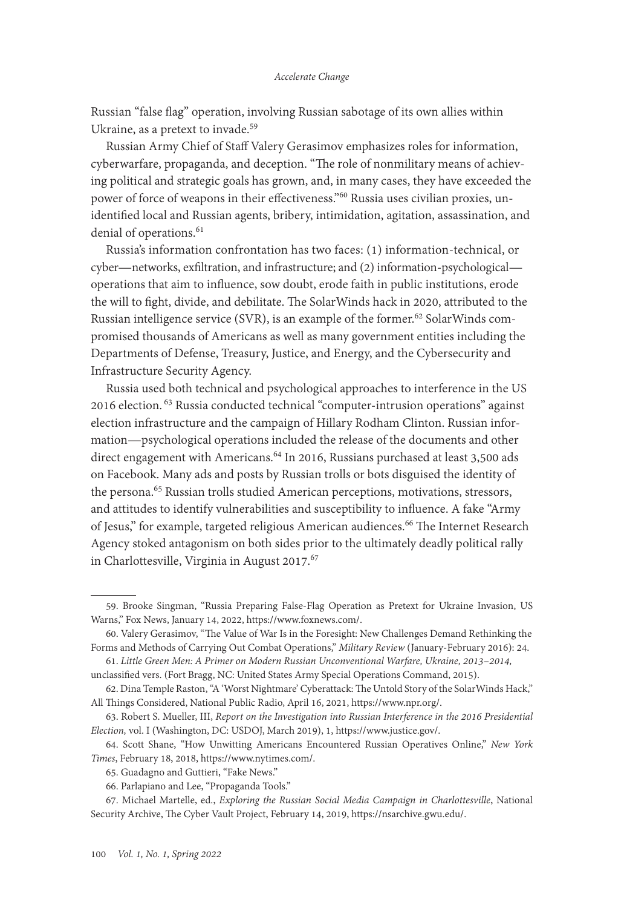Russian "false flag" operation, involving Russian sabotage of its own allies within Ukraine, as a pretext to invade.[59]

Russian Army Chief of Staff Valery Gerasimov emphasizes roles for information, cyberwarfare, propaganda, and deception. "The role of nonmilitary means of achieving political and strategic goals has grown, and, in many cases, they have exceeded the power of force of weapons in their effectiveness."[60] Russia uses civilian proxies, unidentified local and Russian agents, bribery, intimidation, agitation, assassination, and denial of operations.[61]

Russia's information confrontation has two faces: (1) information-technical, or cyber—networks, exfiltration, and infrastructure; and (2) information-psychological—operations that aim to influence, sow doubt, erode faith in public institutions, erode the will to fight, divide, and debilitate. The SolarWinds hack in 2020, attributed to the Russian intelligence service (SVR), is an example of the former.[62] SolarWinds compromised thousands of Americans as well as many government entities including the Departments of Defense, Treasury, Justice, and Energy, and the Cybersecurity and Infrastructure Security Agency.

Russia used both technical and psychological approaches to interference in the US 2016 election. [63] Russia conducted technical "computer-intrusion operations" against election infrastructure and the campaign of Hillary Rodham Clinton. Russian information—psychological operations included the release of the documents and other direct engagement with Americans.[64] In 2016, Russians purchased at least 3,500 ads on Facebook. Many ads and posts by Russian trolls or bots disguised the identity of the persona.[65] Russian trolls studied American perceptions, motivations, stressors, and attitudes to identify vulnerabilities and susceptibility to influence. A fake "Army of Jesus," for example, targeted religious American audiences.[66] The Internet Research Agency stoked antagonism on both sides prior to the ultimately deadly political rally in Charlottesville, Virginia in August 2017.[67]

---

59. Brooke Singman, "Russia Preparing False-Flag Operation as Pretext for Ukraine Invasion, US Warns," Fox News, January 14, 2022, https://www.foxnews.com/.

60. Valery Gerasimov, "The Value of War Is in the Foresight: New Challenges Demand Rethinking the Forms and Methods of Carrying Out Combat Operations," *Military Review* (January-February 2016): 24.

61. *Little Green Men: A Primer on Modern Russian Unconventional Warfare, Ukraine, 2013–2014,* unclassified vers. (Fort Bragg, NC: United States Army Special Operations Command, 2015).

62. Dina Temple Raston, "A 'Worst Nightmare' Cyberattack: The Untold Story of the SolarWinds Hack," All Things Considered, National Public Radio, April 16, 2021, https://www.npr.org/.

63. Robert S. Mueller, III, *Report on the Investigation into Russian Interference in the 2016 Presidential Election,* vol. I (Washington, DC: USDOJ, March 2019), 1, https://www.justice.gov/.

64. Scott Shane, "How Unwitting Americans Encountered Russian Operatives Online," *New York Times*, February 18, 2018, https://www.nytimes.com/.

65. Guadagno and Guttieri, "Fake News."

66. Parlapiano and Lee, "Propaganda Tools."

67. Michael Martelle, ed., *Exploring the Russian Social Media Campaign in Charlottesville*, National Security Archive, The Cyber Vault Project, February 14, 2019, https://nsarchive.gwu.edu/.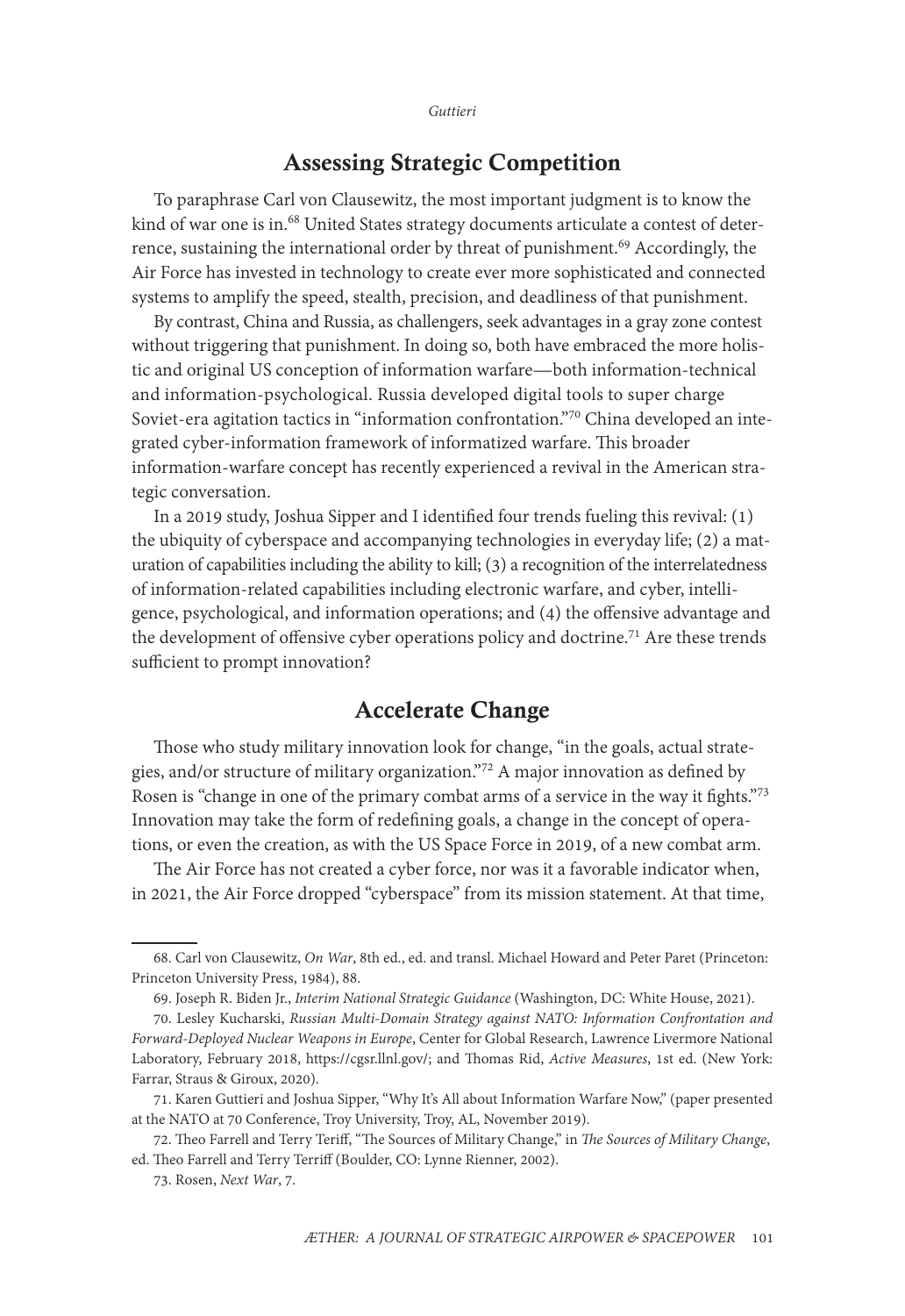## Assessing Strategic Competition

To paraphrase Carl von Clausewitz, the most important judgment is to know the kind of war one is in.[68] United States strategy documents articulate a contest of deterrence, sustaining the international order by threat of punishment.[69] Accordingly, the Air Force has invested in technology to create ever more sophisticated and connected systems to amplify the speed, stealth, precision, and deadliness of that punishment.

By contrast, China and Russia, as challengers, seek advantages in a gray zone contest without triggering that punishment. In doing so, both have embraced the more holistic and original US conception of information warfare—both information-technical and information-psychological. Russia developed digital tools to super charge Soviet-era agitation tactics in "information confrontation."[70] China developed an integrated cyber-information framework of informatized warfare. This broader information-warfare concept has recently experienced a revival in the American strategic conversation.

In a 2019 study, Joshua Sipper and I identified four trends fueling this revival: (1) the ubiquity of cyberspace and accompanying technologies in everyday life; (2) a maturation of capabilities including the ability to kill; (3) a recognition of the interrelatedness of information-related capabilities including electronic warfare, and cyber, intelligence, psychological, and information operations; and (4) the offensive advantage and the development of offensive cyber operations policy and doctrine.[71] Are these trends sufficient to prompt innovation?

## Accelerate Change

Those who study military innovation look for change, "in the goals, actual strategies, and/or structure of military organization."[72] A major innovation as defined by Rosen is "change in one of the primary combat arms of a service in the way it fights."[73] Innovation may take the form of redefining goals, a change in the concept of operations, or even the creation, as with the US Space Force in 2019, of a new combat arm.

The Air Force has not created a cyber force, nor was it a favorable indicator when, in 2021, the Air Force dropped "cyberspace" from its mission statement. At that time,

---

68. Carl von Clausewitz, *On War*, 8th ed., ed. and transl. Michael Howard and Peter Paret (Princeton: Princeton University Press, 1984), 88.

69. Joseph R. Biden Jr., *Interim National Strategic Guidance* (Washington, DC: White House, 2021).

70. Lesley Kucharski, *Russian Multi-Domain Strategy against NATO: Information Confrontation and Forward-Deployed Nuclear Weapons in Europe*, Center for Global Research, Lawrence Livermore National Laboratory, February 2018, https://cgsr.llnl.gov/; and Thomas Rid, *Active Measures*, 1st ed. (New York: Farrar, Straus & Giroux, 2020).

71. Karen Guttieri and Joshua Sipper, "Why It's All about Information Warfare Now," (paper presented at the NATO at 70 Conference, Troy University, Troy, AL, November 2019).

72. Theo Farrell and Terry Teriff, "The Sources of Military Change," in *The Sources of Military Change*, ed. Theo Farrell and Terry Terriff (Boulder, CO: Lynne Rienner, 2002).

73. Rosen, *Next War*, 7.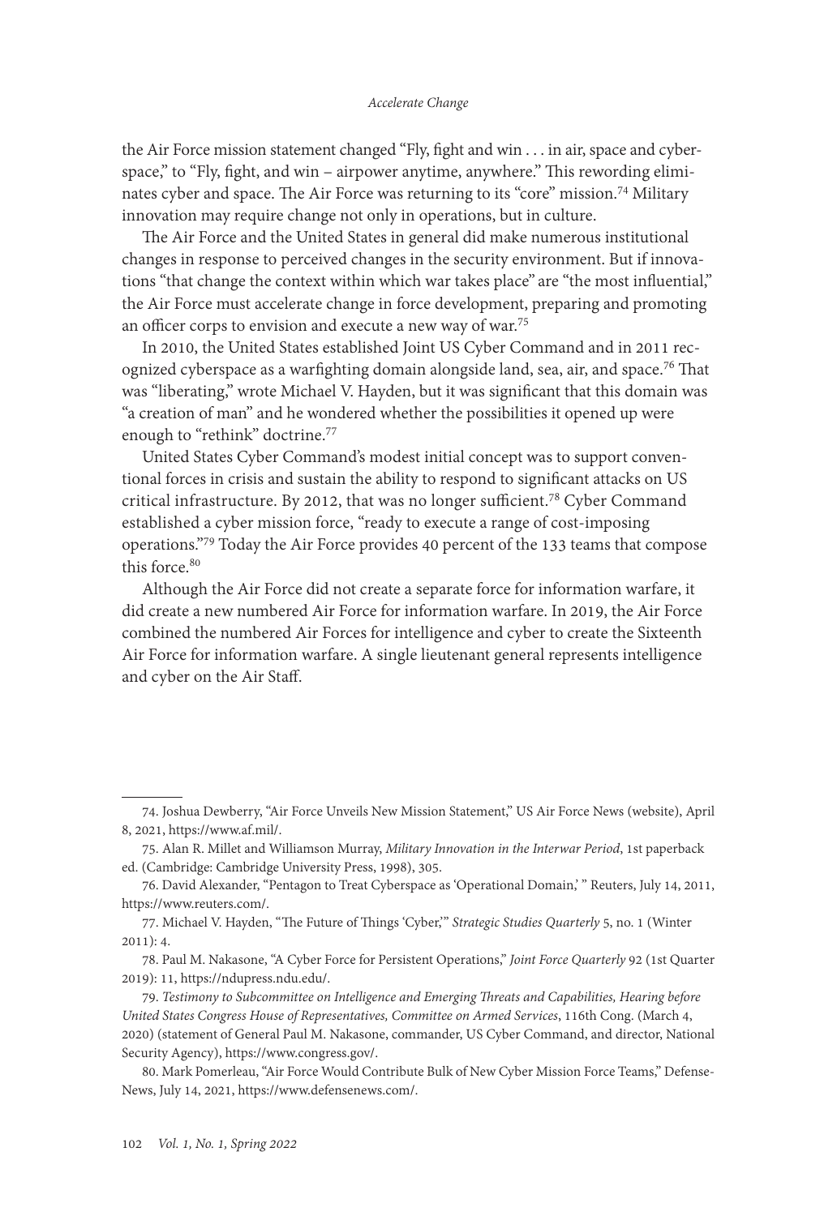the Air Force mission statement changed "Fly, fight and win . . . in air, space and cyberspace," to "Fly, fight, and win – airpower anytime, anywhere." This rewording eliminates cyber and space. The Air Force was returning to its "core" mission.[74] Military innovation may require change not only in operations, but in culture.

The Air Force and the United States in general did make numerous institutional changes in response to perceived changes in the security environment. But if innovations "that change the context within which war takes place" are "the most influential," the Air Force must accelerate change in force development, preparing and promoting an officer corps to envision and execute a new way of war.[75]

In 2010, the United States established Joint US Cyber Command and in 2011 recognized cyberspace as a warfighting domain alongside land, sea, air, and space.[76] That was "liberating," wrote Michael V. Hayden, but it was significant that this domain was "a creation of man" and he wondered whether the possibilities it opened up were enough to "rethink" doctrine.[77]

United States Cyber Command's modest initial concept was to support conventional forces in crisis and sustain the ability to respond to significant attacks on US critical infrastructure. By 2012, that was no longer sufficient.[78] Cyber Command established a cyber mission force, "ready to execute a range of cost-imposing operations."[79] Today the Air Force provides 40 percent of the 133 teams that compose this force.[80]

Although the Air Force did not create a separate force for information warfare, it did create a new numbered Air Force for information warfare. In 2019, the Air Force combined the numbered Air Forces for intelligence and cyber to create the Sixteenth Air Force for information warfare. A single lieutenant general represents intelligence and cyber on the Air Staff.

---

74. Joshua Dewberry, "Air Force Unveils New Mission Statement," US Air Force News (website), April 8, 2021, https://www.af.mil/.

75. Alan R. Millet and Williamson Murray, *Military Innovation in the Interwar Period*, 1st paperback ed. (Cambridge: Cambridge University Press, 1998), 305.

76. David Alexander, "Pentagon to Treat Cyberspace as 'Operational Domain,' " Reuters, July 14, 2011, https://www.reuters.com/.

77. Michael V. Hayden, "The Future of Things 'Cyber,'" *Strategic Studies Quarterly* 5, no. 1 (Winter 2011): 4.

78. Paul M. Nakasone, "A Cyber Force for Persistent Operations," *Joint Force Quarterly* 92 (1st Quarter 2019): 11, https://ndupress.ndu.edu/.

79. *Testimony to Subcommittee on Intelligence and Emerging Threats and Capabilities, Hearing before United States Congress House of Representatives, Committee on Armed Services*, 116th Cong. (March 4, 2020) (statement of General Paul M. Nakasone, commander, US Cyber Command, and director, National Security Agency), https://www.congress.gov/.

80. Mark Pomerleau, "Air Force Would Contribute Bulk of New Cyber Mission Force Teams," DefenseNews, July 14, 2021, https://www.defensenews.com/.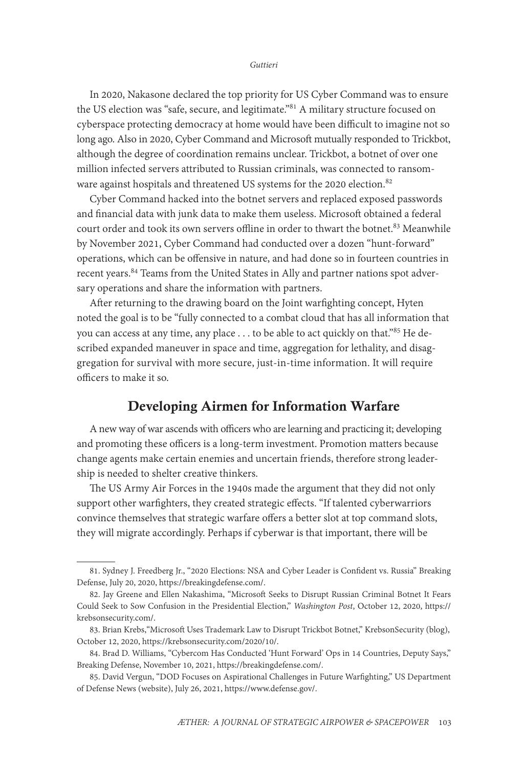In 2020, Nakasone declared the top priority for US Cyber Command was to ensure the US election was "safe, secure, and legitimate."[81] A military structure focused on cyberspace protecting democracy at home would have been difficult to imagine not so long ago. Also in 2020, Cyber Command and Microsoft mutually responded to Trickbot, although the degree of coordination remains unclear. Trickbot, a botnet of over one million infected servers attributed to Russian criminals, was connected to ransomware against hospitals and threatened US systems for the 2020 election.[82]

Cyber Command hacked into the botnet servers and replaced exposed passwords and financial data with junk data to make them useless. Microsoft obtained a federal court order and took its own servers offline in order to thwart the botnet.[83] Meanwhile by November 2021, Cyber Command had conducted over a dozen "hunt-forward" operations, which can be offensive in nature, and had done so in fourteen countries in recent years.[84] Teams from the United States in Ally and partner nations spot adversary operations and share the information with partners.

After returning to the drawing board on the Joint warfighting concept, Hyten noted the goal is to be "fully connected to a combat cloud that has all information that you can access at any time, any place . . . to be able to act quickly on that."[85] He described expanded maneuver in space and time, aggregation for lethality, and disaggregation for survival with more secure, just-in-time information. It will require officers to make it so.

## Developing Airmen for Information Warfare

A new way of war ascends with officers who are learning and practicing it; developing and promoting these officers is a long-term investment. Promotion matters because change agents make certain enemies and uncertain friends, therefore strong leadership is needed to shelter creative thinkers.

The US Army Air Forces in the 1940s made the argument that they did not only support other warfighters, they created strategic effects. "If talented cyberwarriors convince themselves that strategic warfare offers a better slot at top command slots, they will migrate accordingly. Perhaps if cyberwar is that important, there will be

---

81. Sydney J. Freedberg Jr., "2020 Elections: NSA and Cyber Leader is Confident vs. Russia" Breaking Defense, July 20, 2020, https://breakingdefense.com/.

82. Jay Greene and Ellen Nakashima, "Microsoft Seeks to Disrupt Russian Criminal Botnet It Fears Could Seek to Sow Confusion in the Presidential Election," *Washington Post*, October 12, 2020, https://krebsonsecurity.com/.

83. Brian Krebs,"Microsoft Uses Trademark Law to Disrupt Trickbot Botnet," KrebsonSecurity (blog), October 12, 2020, https://krebsonsecurity.com/2020/10/.

84. Brad D. Williams, "Cybercom Has Conducted 'Hunt Forward' Ops in 14 Countries, Deputy Says," Breaking Defense, November 10, 2021, https://breakingdefense.com/.

85. David Vergun, "DOD Focuses on Aspirational Challenges in Future Warfighting," US Department of Defense News (website), July 26, 2021, https://www.defense.gov/.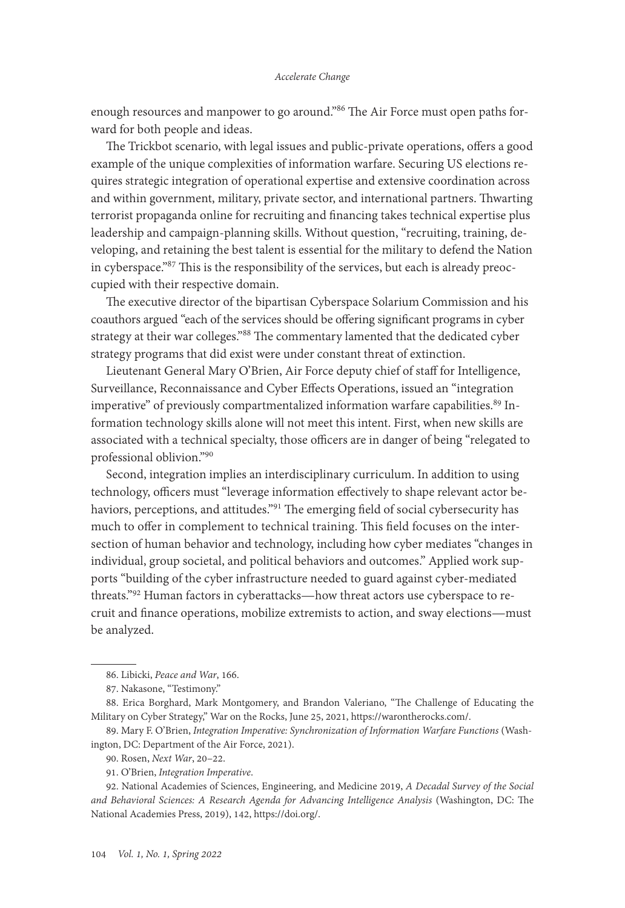enough resources and manpower to go around."[86] The Air Force must open paths forward for both people and ideas.

The Trickbot scenario, with legal issues and public-private operations, offers a good example of the unique complexities of information warfare. Securing US elections requires strategic integration of operational expertise and extensive coordination across and within government, military, private sector, and international partners. Thwarting terrorist propaganda online for recruiting and financing takes technical expertise plus leadership and campaign-planning skills. Without question, "recruiting, training, developing, and retaining the best talent is essential for the military to defend the Nation in cyberspace."[87] This is the responsibility of the services, but each is already preoccupied with their respective domain.

The executive director of the bipartisan Cyberspace Solarium Commission and his coauthors argued "each of the services should be offering significant programs in cyber strategy at their war colleges."[88] The commentary lamented that the dedicated cyber strategy programs that did exist were under constant threat of extinction.

Lieutenant General Mary O'Brien, Air Force deputy chief of staff for Intelligence, Surveillance, Reconnaissance and Cyber Effects Operations, issued an "integration imperative" of previously compartmentalized information warfare capabilities.[89] Information technology skills alone will not meet this intent. First, when new skills are associated with a technical specialty, those officers are in danger of being "relegated to professional oblivion."[90]

Second, integration implies an interdisciplinary curriculum. In addition to using technology, officers must "leverage information effectively to shape relevant actor behaviors, perceptions, and attitudes."[91] The emerging field of social cybersecurity has much to offer in complement to technical training. This field focuses on the intersection of human behavior and technology, including how cyber mediates "changes in individual, group societal, and political behaviors and outcomes." Applied work supports "building of the cyber infrastructure needed to guard against cyber-mediated threats."[92] Human factors in cyberattacks—how threat actors use cyberspace to recruit and finance operations, mobilize extremists to action, and sway elections—must be analyzed.

---

86. Libicki, *Peace and War*, 166.

87. Nakasone, "Testimony."

88. Erica Borghard, Mark Montgomery, and Brandon Valeriano, "The Challenge of Educating the Military on Cyber Strategy," War on the Rocks, June 25, 2021, https://warontherocks.com/.

89. Mary F. O'Brien, *Integration Imperative: Synchronization of Information Warfare Functions* (Washington, DC: Department of the Air Force, 2021).

90. Rosen, *Next War*, 20–22.

91. O'Brien, *Integration Imperative*.

92. National Academies of Sciences, Engineering, and Medicine 2019, *A Decadal Survey of the Social and Behavioral Sciences: A Research Agenda for Advancing Intelligence Analysis* (Washington, DC: The National Academies Press, 2019), 142, https://doi.org/.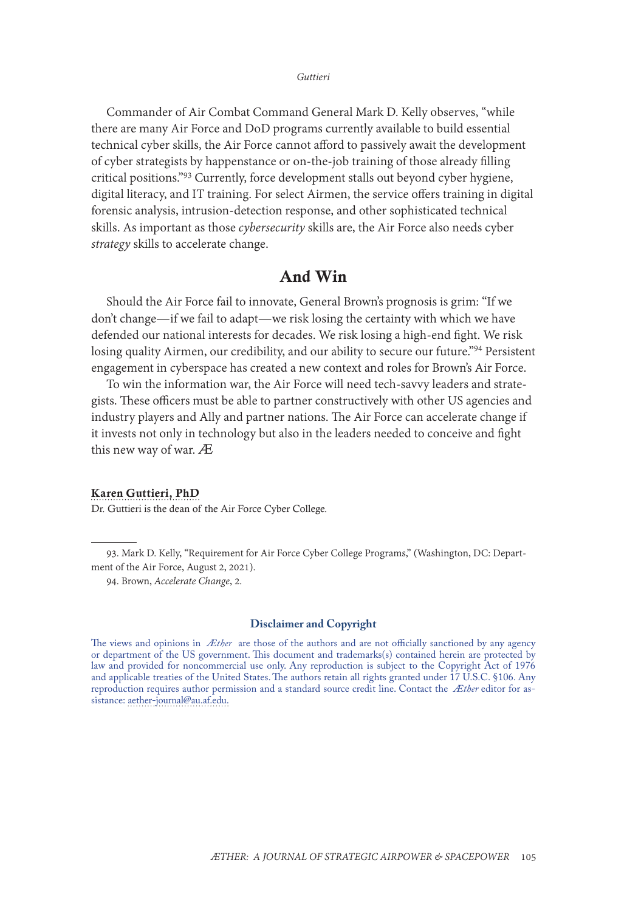Commander of Air Combat Command General Mark D. Kelly observes, "while there are many Air Force and DoD programs currently available to build essential technical cyber skills, the Air Force cannot afford to passively await the development of cyber strategists by happenstance or on-the-job training of those already filling critical positions."[93] Currently, force development stalls out beyond cyber hygiene, digital literacy, and IT training. For select Airmen, the service offers training in digital forensic analysis, intrusion-detection response, and other sophisticated technical skills. As important as those *cybersecurity* skills are, the Air Force also needs cyber *strategy* skills to accelerate change.

## And Win

Should the Air Force fail to innovate, General Brown's prognosis is grim: "If we don't change—if we fail to adapt—we risk losing the certainty with which we have defended our national interests for decades. We risk losing a high-end fight. We risk losing quality Airmen, our credibility, and our ability to secure our future."[94] Persistent engagement in cyberspace has created a new context and roles for Brown's Air Force.

To win the information war, the Air Force will need tech-savvy leaders and strategists. These officers must be able to partner constructively with other US agencies and industry players and Ally and partner nations. The Air Force can accelerate change if it invests not only in technology but also in the leaders needed to conceive and fight this new way of war. Æ

**Karen Guttieri, PhD**
Dr. Guttieri is the dean of the Air Force Cyber College.

---

93. Mark D. Kelly, "Requirement for Air Force Cyber College Programs," (Washington, DC: Department of the Air Force, August 2, 2021).

94. Brown, *Accelerate Change*, 2.

### Disclaimer and Copyright

The views and opinions in *Æther* are those of the authors and are not officially sanctioned by any agency or department of the US government. This document and trademarks(s) contained herein are protected by law and provided for noncommercial use only. Any reproduction is subject to the Copyright Act of 1976 and applicable treaties of the United States. The authors retain all rights granted under 17 U.S.C. §106. Any reproduction requires author permission and a standard source credit line. Contact the *Æther* editor for assistance: aether-journal@au.af.edu.